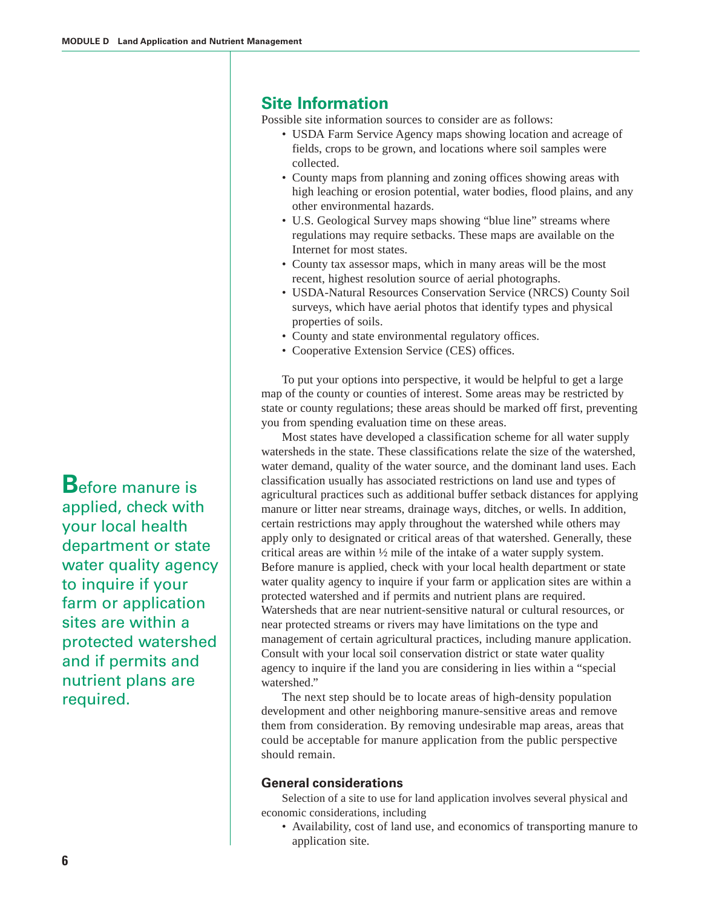## Site Information

Possible site information sources to consider are as follows:

- USDA Farm Service Agency maps showing location and acreage of fields, crops to be grown, and locations where soil samples were collected.
- County maps from planning and zoning offices showing areas with high leaching or erosion potential, water bodies, flood plains, and any other environmental hazards.
- U.S. Geological Survey maps showing "blue line" streams where regulations may require setbacks. These maps are available on the Internet for most states.
- County tax assessor maps, which in many areas will be the most recent, highest resolution source of aerial photographs.
- USDA-Natural Resources Conservation Service (NRCS) County Soil surveys, which have aerial photos that identify types and physical properties of soils.
- County and state environmental regulatory offices.
- Cooperative Extension Service (CES) offices.

To put your options into perspective, it would be helpful to get a large map of the county or counties of interest. Some areas may be restricted by state or county regulations; these areas should be marked off first, preventing you from spending evaluation time on these areas.

Most states have developed a classification scheme for all water supply watersheds in the state. These classifications relate the size of the watershed, water demand, quality of the water source, and the dominant land uses. Each classification usually has associated restrictions on land use and types of agricultural practices such as additional buffer setback distances for applying manure or litter near streams, drainage ways, ditches, or wells. In addition, certain restrictions may apply throughout the watershed while others may apply only to designated or critical areas of that watershed. Generally, these critical areas are within ½ mile of the intake of a water supply system. Before manure is applied, check with your local health department or state water quality agency to inquire if your farm or application sites are within a protected watershed and if permits and nutrient plans are required. Watersheds that are near nutrient-sensitive natural or cultural resources, or near protected streams or rivers may have limitations on the type and management of certain agricultural practices, including manure application. Consult with your local soil conservation district or state water quality agency to inquire if the land you are considering in lies within a "special watershed."

The next step should be to locate areas of high-density population development and other neighboring manure-sensitive areas and remove them from consideration. By removing undesirable map areas, areas that could be acceptable for manure application from the public perspective should remain.

> Before manure is applied, check with your local health department or state water quality agency to inquire if your farm or application sites are within a protected watershed and if permits and nutrient plans are required.

### General considerations

Selection of a site to use for land application involves several physical and economic considerations, including

- Availability, cost of land use, and economics of transporting manure to application site.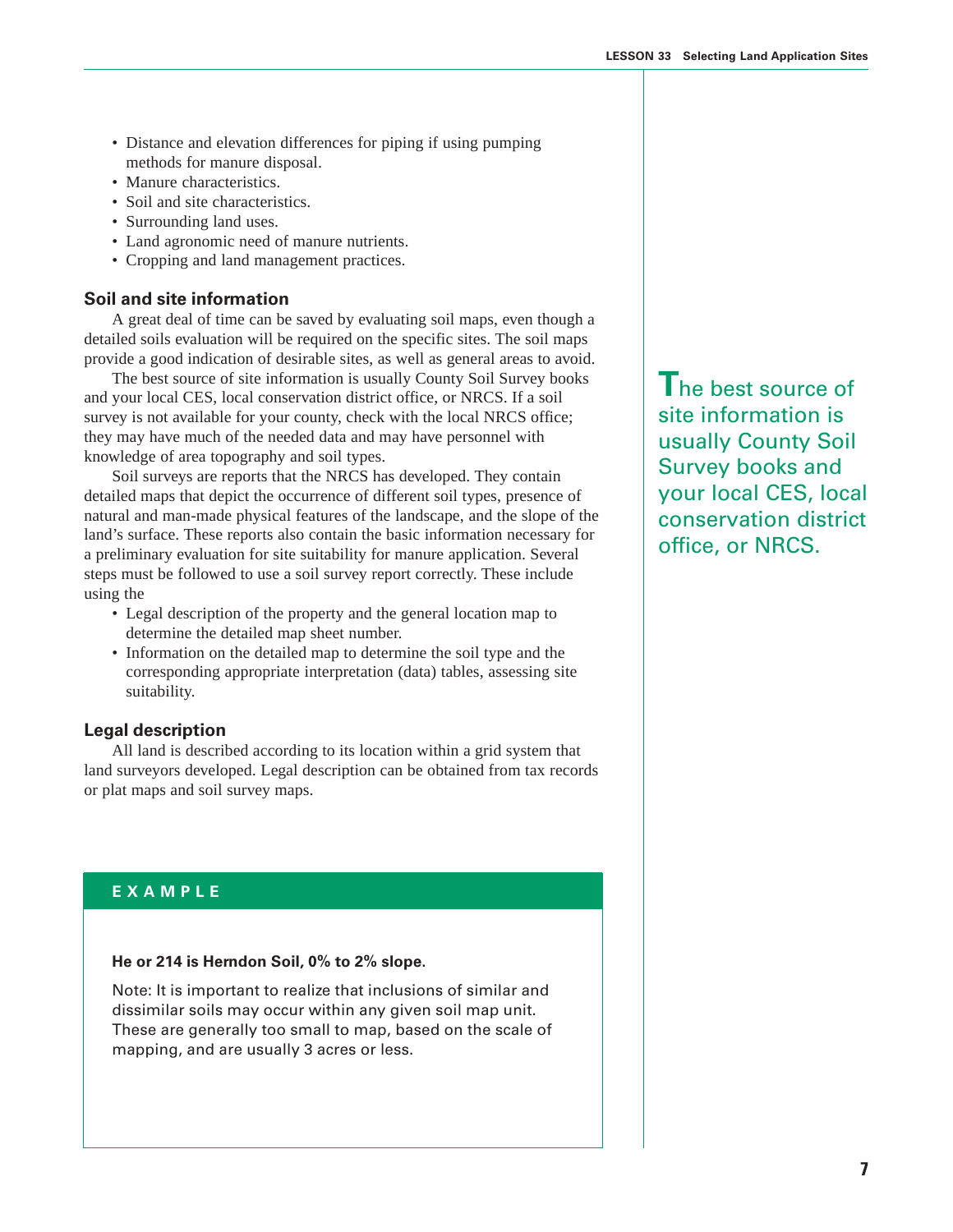- Distance and elevation differences for piping if using pumping methods for manure disposal.
- Manure characteristics.
- Soil and site characteristics.
- Surrounding land uses.
- Land agronomic need of manure nutrients.
- Cropping and land management practices.

### Soil and site information

A great deal of time can be saved by evaluating soil maps, even though a detailed soils evaluation will be required on the specific sites. The soil maps provide a good indication of desirable sites, as well as general areas to avoid.

The best source of site information is usually County Soil Survey books and your local CES, local conservation district office, or NRCS. If a soil survey is not available for your county, check with the local NRCS office; they may have much of the needed data and may have personnel with knowledge of area topography and soil types.

The best source of site information is usually County Soil Survey books and your local CES, local conservation district office, or NRCS.

Soil surveys are reports that the NRCS has developed. They contain detailed maps that depict the occurrence of different soil types, presence of natural and man-made physical features of the landscape, and the slope of the land's surface. These reports also contain the basic information necessary for a preliminary evaluation for site suitability for manure application. Several steps must be followed to use a soil survey report correctly. These include using the

- Legal description of the property and the general location map to determine the detailed map sheet number.
- Information on the detailed map to determine the soil type and the corresponding appropriate interpretation (data) tables, assessing site suitability.

### Legal description

All land is described according to its location within a grid system that land surveyors developed. Legal description can be obtained from tax records or plat maps and soil survey maps.

#### EXAMPLE

**He or 214 is Herndon Soil, 0% to 2% slope.**

Note: It is important to realize that inclusions of similar and dissimilar soils may occur within any given soil map unit. These are generally too small to map, based on the scale of mapping, and are usually 3 acres or less.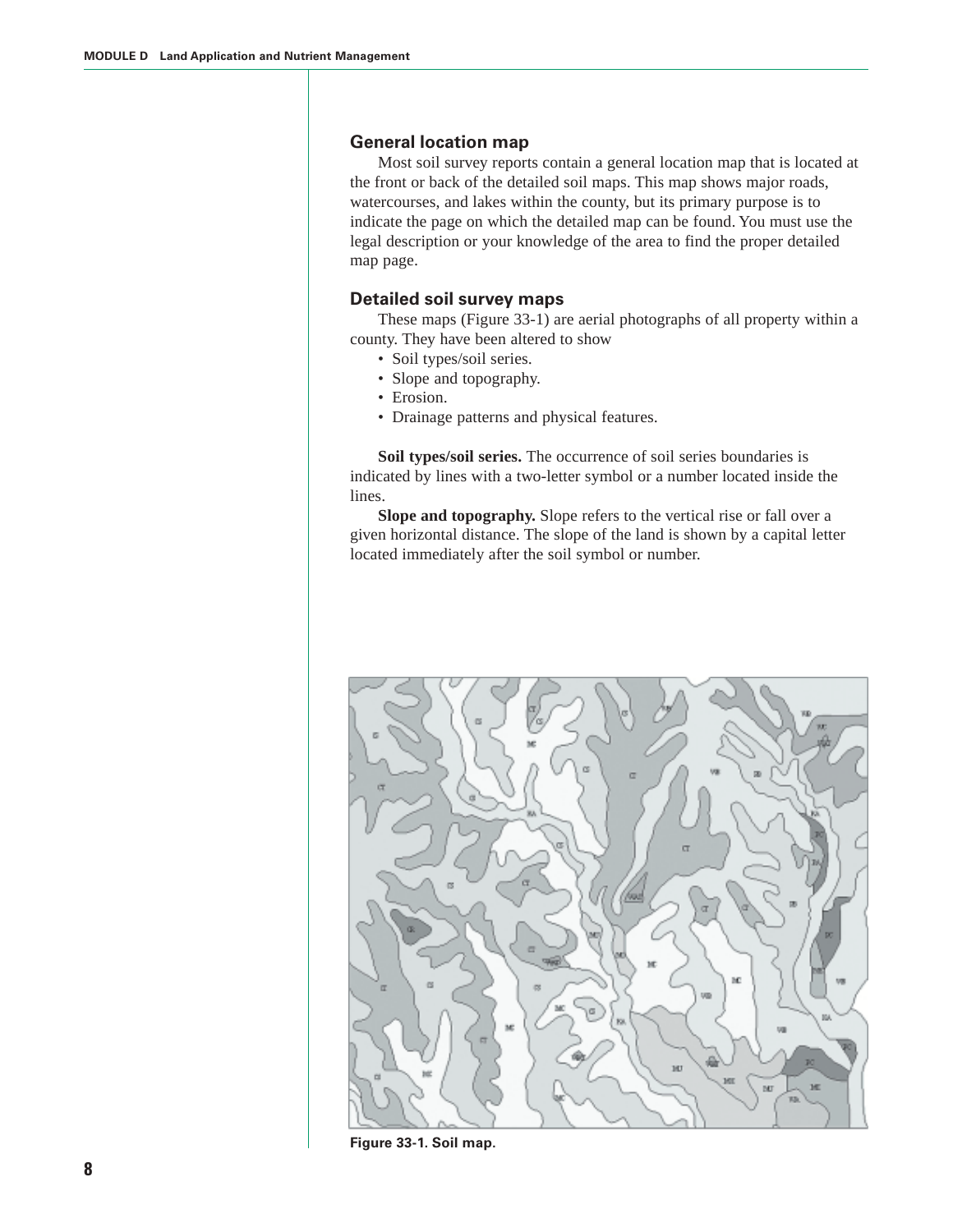## General location map

Most soil survey reports contain a general location map that is located at the front or back of the detailed soil maps. This map shows major roads, watercourses, and lakes within the county, but its primary purpose is to indicate the page on which the detailed map can be found. You must use the legal description or your knowledge of the area to find the proper detailed map page.

## Detailed soil survey maps

These maps (Figure 33-1) are aerial photographs of all property within a county. They have been altered to show

- Soil types/soil series.
- Slope and topography.
- Erosion.
- Drainage patterns and physical features.

**Soil types/soil series.** The occurrence of soil series boundaries is indicated by lines with a two-letter symbol or a number located inside the lines.

**Slope and topography.** Slope refers to the vertical rise or fall over a given horizontal distance. The slope of the land is shown by a capital letter located immediately after the soil symbol or number.

**Figure 33-1. Soil map.**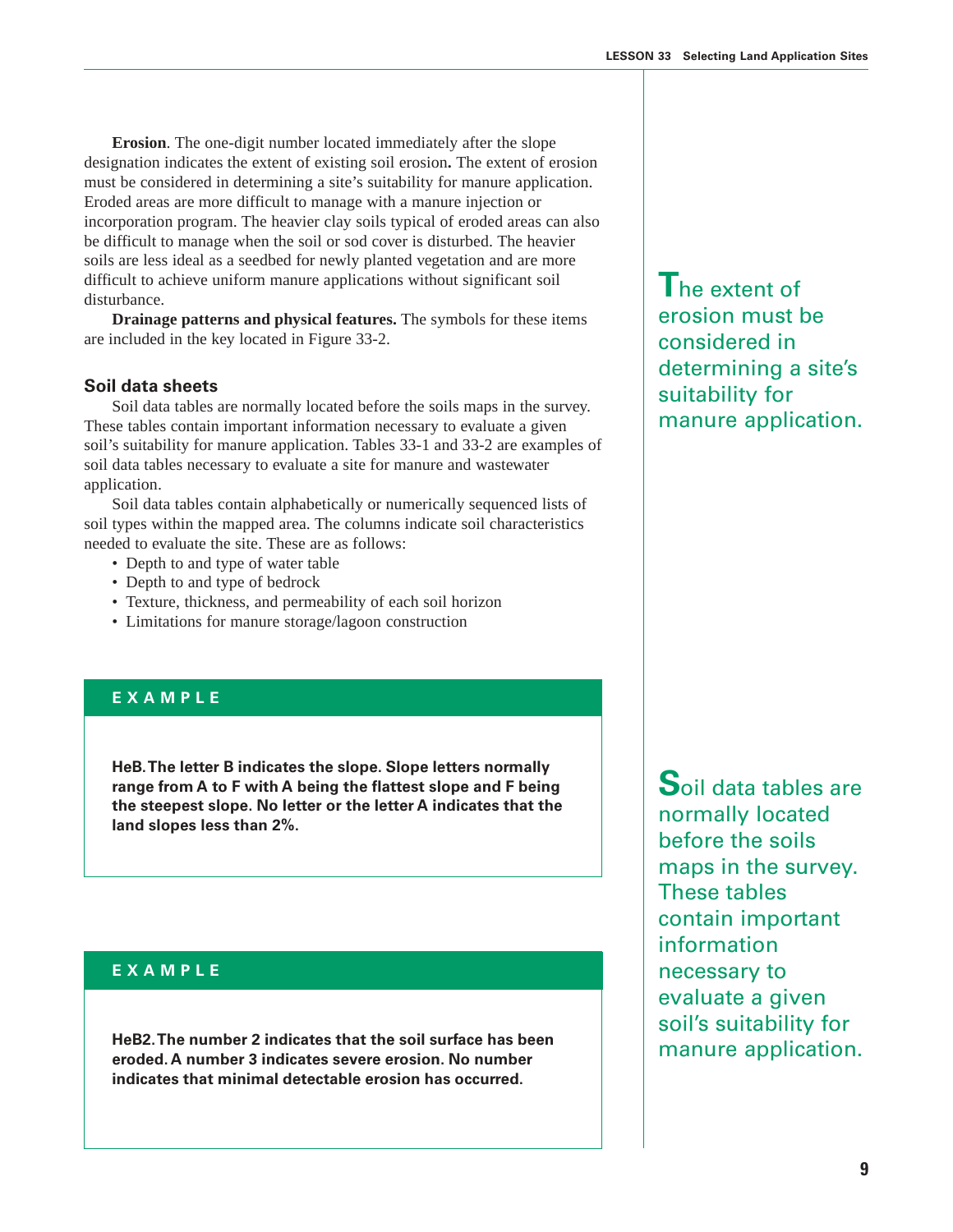**Erosion**. The one-digit number located immediately after the slope designation indicates the extent of existing soil erosion**.** The extent of erosion must be considered in determining a site's suitability for manure application. Eroded areas are more difficult to manage with a manure injection or incorporation program. The heavier clay soils typical of eroded areas can also be difficult to manage when the soil or sod cover is disturbed. The heavier soils are less ideal as a seedbed for newly planted vegetation and are more difficult to achieve uniform manure applications without significant soil disturbance.

**Drainage patterns and physical features.** The symbols for these items are included in the key located in Figure 33-2.

The extent of erosion must be considered in determining a site's suitability for manure application.

### Soil data sheets

Soil data tables are normally located before the soils maps in the survey. These tables contain important information necessary to evaluate a given soil's suitability for manure application. Tables 33-1 and 33-2 are examples of soil data tables necessary to evaluate a site for manure and wastewater application.

Soil data tables contain alphabetically or numerically sequenced lists of soil types within the mapped area. The columns indicate soil characteristics needed to evaluate the site. These are as follows:

- Depth to and type of water table
- Depth to and type of bedrock
- Texture, thickness, and permeability of each soil horizon
- Limitations for manure storage/lagoon construction

Soil data tables are normally located before the soils maps in the survey. These tables contain important information necessary to evaluate a given soil's suitability for manure application.

**EXAMPLE**

**HeB. The letter B indicates the slope. Slope letters normally range from A to F with A being the flattest slope and F being the steepest slope. No letter or the letter A indicates that the land slopes less than 2%.**

**EXAMPLE**

**HeB2. The number 2 indicates that the soil surface has been eroded. A number 3 indicates severe erosion. No number indicates that minimal detectable erosion has occurred.**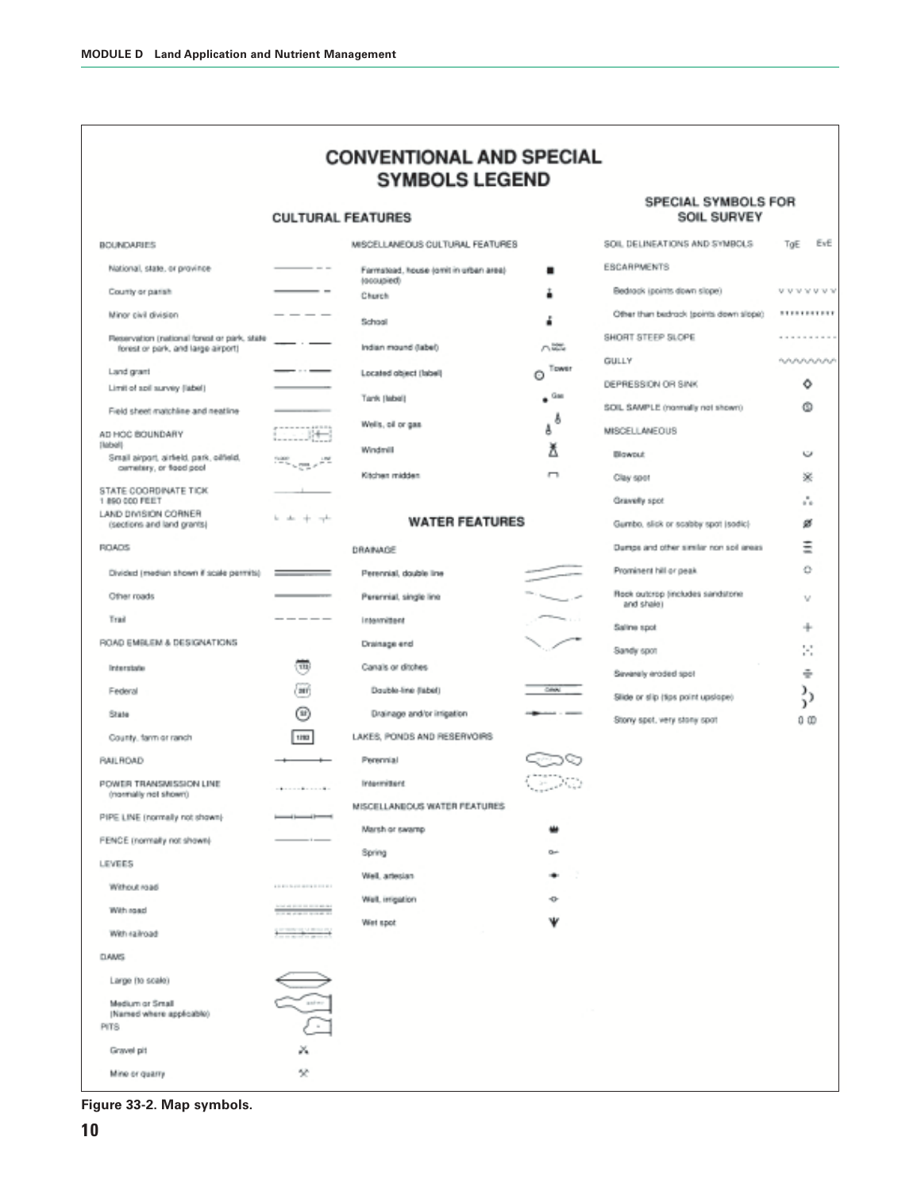# CONVENTIONAL AND SPECIAL SYMBOLS LEGEND

## CULTURAL FEATURES

**BOUNDARIES**

- National, state, or province
- County or parish
- Minor civil division
- Reservation (national forest or park, state forest or park, and large airport)
- Land grant
- Limit of soil survey (label)
- Field sheet matchline and neatline

**AD HOC BOUNDARY (label)**

- Small airport, airfield, park, oilfield, cemetery, or flood pool

**STATE COORDINATE TICK**
1 890 000 FEET

**LAND DIVISION CORNER** (sections and land grants)

**ROADS**

- Divided (median shown if scale permits)
- Other roads
- Trail

**ROAD EMBLEM & DESIGNATIONS**

- Interstate
- Federal
- State
- County, farm or ranch

**RAILROAD**

**POWER TRANSMISSION LINE** (normally not shown)

**PIPE LINE** (normally not shown)

**FENCE** (normally not shown)

**LEVEES**

- Without road
- With road
- With railroad

**DAMS**

- Large (to scale)
- Medium or Small (Named where applicable)

**PITS**

- Gravel pit
- Mine or quarry

**MISCELLANEOUS CULTURAL FEATURES**

- Farmstead, house (omit in urban area) (occupied)
- Church
- School
- Indian mound (label)
- Located object (label) — Tower
- Tank (label) — Gas
- Wells, oil or gas
- Windmill
- Kitchen midden

## WATER FEATURES

**DRAINAGE**

- Perennial, double line
- Perennial, single line
- Intermittent
- Drainage end
- Canals or ditches
  - Double-line (label)
  - Drainage and/or irrigation

**LAKES, PONDS AND RESERVOIRS**

- Perennial
- Intermittent

**MISCELLANEOUS WATER FEATURES**

- Marsh or swamp
- Spring
- Well, artesian
- Well, irrigation
- Wet spot

## SPECIAL SYMBOLS FOR SOIL SURVEY

**SOIL DELINEATIONS AND SYMBOLS** — TgE EvE

**ESCARPMENTS**

- Bedrock (points down slope)
- Other than bedrock (points down slope)

**SHORT STEEP SLOPE**

**GULLY**

**DEPRESSION OR SINK**

**SOIL SAMPLE** (normally not shown)

**MISCELLANEOUS**

- Blowout
- Clay spot
- Gravelly spot
- Gumbo, slick or scabby spot (sodic)
- Dumps and other similar non soil areas
- Prominent hill or peak
- Rock outcrop (includes sandstone and shale)
- Saline spot
- Sandy spot
- Severely eroded spot
- Slide or slip (tips point upslope)
- Stony spot, very stony spot

**Figure 33-2. Map symbols.**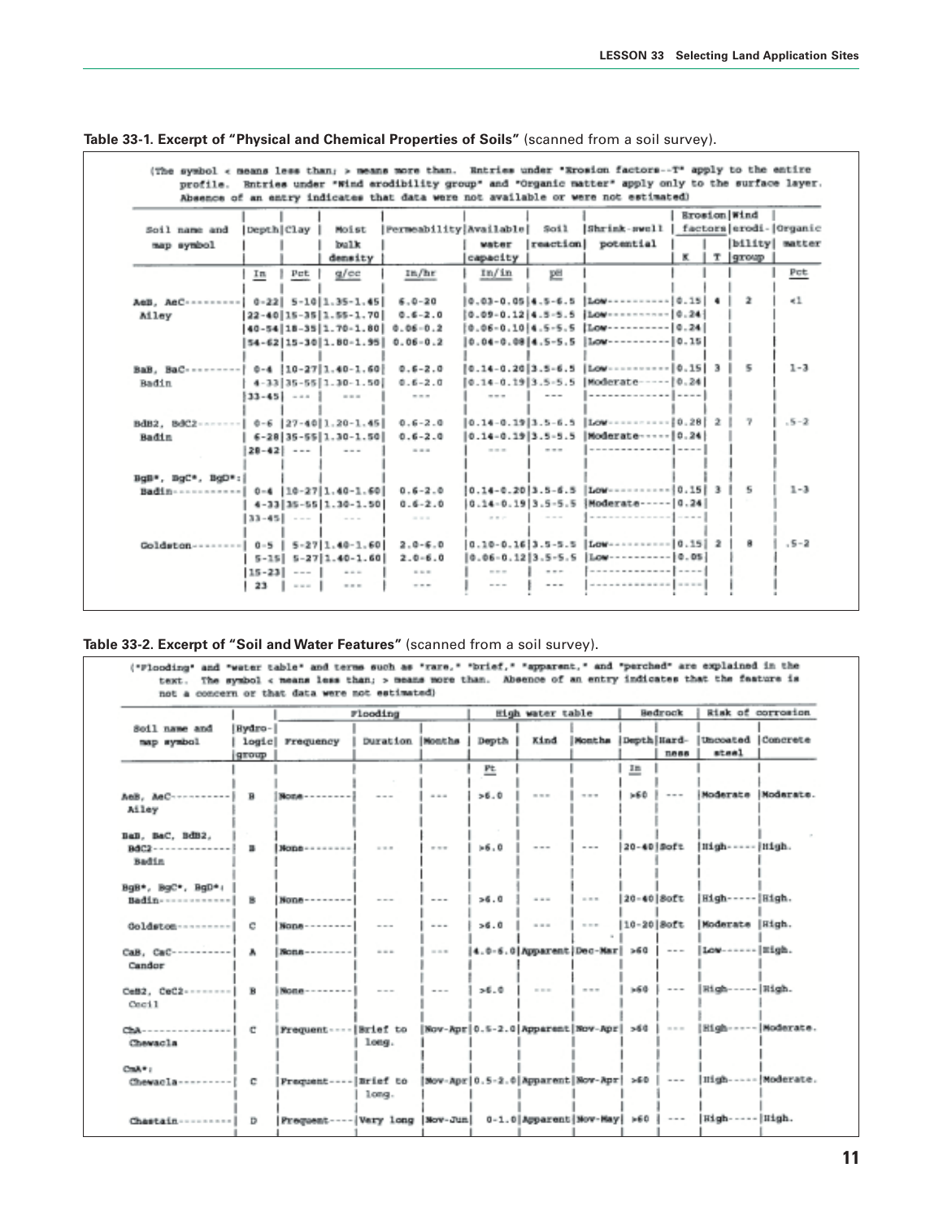**Table 33-1. Excerpt of "Physical and Chemical Properties of Soils"** (scanned from a soil survey).

(The symbol < means less than; > means more than. Entries under "Erosion factors--T" apply to the entire profile. Entries under "Wind erodibility group" and "Organic matter" apply only to the surface layer. Absence of an entry indicates that data were not available or were not estimated)

| Soil name and map symbol | Depth | Clay | Moist bulk density | Permeability | Available water capacity | Soil reaction | Shrink-swell potential | Erosion factors K | Erosion factors T | Wind erodibility group | Organic matter |
|---|---|---|---|---|---|---|---|---|---|---|---|
| | In | Pct | g/cc | In/hr | In/in | pH | | | | | Pct |
| AeB, AeC----------- Ailey | 0-22 | 5-10 | 1.35-1.45 | 6.0-20 | 0.03-0.05 | 4.5-6.5 | Low----------- | 0.15 | 4 | 2 | <1 |
| | 22-40 | 15-35 | 1.55-1.70 | 0.6-2.0 | 0.09-0.12 | 4.5-5.5 | Low----------- | 0.24 | | | |
| | 40-54 | 18-35 | 1.70-1.80 | 0.06-0.2 | 0.06-0.10 | 4.5-5.5 | Low----------- | 0.24 | | | |
| | 54-62 | 15-30 | 1.80-1.95 | 0.06-0.2 | 0.04-0.08 | 4.5-5.5 | Low----------- | 0.15 | | | |
| BaB, BaC----------- Badin | 0-4 | 10-27 | 1.40-1.60 | 0.6-2.0 | 0.14-0.20 | 3.5-6.5 | Low----------- | 0.15 | 3 | 5 | 1-3 |
| | 4-33 | 35-55 | 1.30-1.50 | 0.6-2.0 | 0.14-0.19 | 3.5-5.5 | Moderate------ | 0.24 | | | |
| | 33-45 | --- | --- | --- | --- | --- | -------------- | ---- | | | |
| BdB2, BdC2-------- Badin | 0-6 | 27-40 | 1.20-1.45 | 0.6-2.0 | 0.14-0.19 | 3.5-6.5 | Low----------- | 0.28 | 2 | 7 | .5-2 |
| | 6-28 | 35-55 | 1.30-1.50 | 0.6-2.0 | 0.14-0.19 | 3.5-5.5 | Moderate------ | 0.24 | | | |
| | 28-42 | --- | --- | --- | --- | --- | -------------- | ---- | | | |
| BgB*, BgC*, BgD*: Badin------------- | 0-4 | 10-27 | 1.40-1.60 | 0.6-2.0 | 0.14-0.20 | 3.5-6.5 | Low----------- | 0.15 | 3 | 5 | 1-3 |
| | 4-33 | 35-55 | 1.30-1.50 | 0.6-2.0 | 0.14-0.19 | 3.5-5.5 | Moderate------ | 0.24 | | | |
| | 33-45 | --- | --- | --- | --- | --- | -------------- | ---- | | | |
| Goldston---------- | 0-5 | 5-27 | 1.40-1.60 | 2.0-6.0 | 0.10-0.16 | 3.5-5.5 | Low----------- | 0.15 | 2 | 8 | .5-2 |
| | 5-15 | 5-27 | 1.40-1.60 | 2.0-6.0 | 0.06-0.12 | 3.5-5.5 | Low----------- | 0.05 | | | |
| | 15-23 | --- | --- | --- | --- | --- | -------------- | ---- | | | |
| | 23 | --- | --- | --- | --- | --- | -------------- | ---- | | | |

**Table 33-2. Excerpt of "Soil and Water Features"** (scanned from a soil survey).

("Flooding" and "water table" and terms such as "rare," "brief," "apparent," and "perched" are explained in the text. The symbol < means less than; > means more than. Absence of an entry indicates that the feature is not a concern or that data were not estimated)

| Soil name and map symbol | Hydrologic group | Flooding | | | High water table | | | Bedrock | | Risk of corrosion | |
|---|---|---|---|---|---|---|---|---|---|---|---|
| | | Frequency | Duration | Months | Depth | Kind | Months | Depth | Hardness | Uncoated steel | Concrete |
| | | | | | Ft | | | In | | | |
| AeB, AeC----------- Ailey | B | None--------- | --- | --- | >6.0 | --- | --- | >60 | --- | Moderate | Moderate. |
| BaB, BaC, BdB2, BdC2-------------- Badin | B | None--------- | --- | --- | >6.0 | --- | --- | 20-40 | Soft | High----- | High. |
| BgB*, BgC*, BgD*: Badin------------- | B | None--------- | --- | --- | >6.0 | --- | --- | 20-40 | Soft | High----- | High. |
| Goldston---------- | C | None--------- | --- | --- | >6.0 | --- | --- | 10-20 | Soft | Moderate | High. |
| CaB, CaC----------- Candor | A | None--------- | --- | --- | 4.0-6.0 | Apparent | Dec-Mar | >60 | --- | Low------ | High. |
| CeB2, CeC2-------- Cecil | B | None--------- | --- | --- | >6.0 | --- | --- | >60 | --- | High----- | High. |
| ChA---------------- Chewacla | C | Frequent---- | Brief to long. | Nov-Apr | 0.5-2.0 | Apparent | Nov-Apr | >60 | --- | High----- | Moderate. |
| CmA*: Chewacla---------- | C | Frequent---- | Brief to long. | Nov-Apr | 0.5-2.0 | Apparent | Nov-Apr | >60 | --- | High----- | Moderate. |
| Chastain---------- | D | Frequent---- | Very long | Nov-Jun | 0-1.0 | Apparent | Nov-May | >60 | --- | High----- | High. |